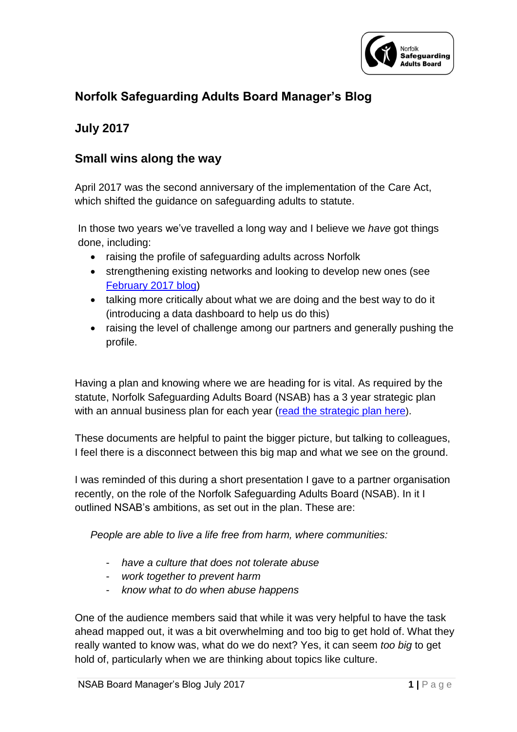## Norfolk Safeguarding Adults Board Manager's Blog

## July 2017

## Small wins along the way

April 2017 was the second anniversary of the implementation of the Care Act, which shifted the guidance on safeguarding adults to statute.

In those two years we've travelled a long way and I believe we *have* got things done, including:

- raising the profile of safeguarding adults across Norfolk
- strengthening existing networks and looking to develop new ones (see [February 2017 blog](#))
- talking more critically about what we are doing and the best way to do it (introducing a data dashboard to help us do this)
- raising the level of challenge among our partners and generally pushing the profile.

Having a plan and knowing where we are heading for is vital. As required by the statute, Norfolk Safeguarding Adults Board (NSAB) has a 3 year strategic plan with an annual business plan for each year ([read the strategic plan here](#)).

These documents are helpful to paint the bigger picture, but talking to colleagues, I feel there is a disconnect between this big map and what we see on the ground.

I was reminded of this during a short presentation I gave to a partner organisation recently, on the role of the Norfolk Safeguarding Adults Board (NSAB). In it I outlined NSAB's ambitions, as set out in the plan. These are:

> *People are able to live a life free from harm, where communities:*
>
> - *have a culture that does not tolerate abuse*
> - *work together to prevent harm*
> - *know what to do when abuse happens*

One of the audience members said that while it was very helpful to have the task ahead mapped out, it was a bit overwhelming and too big to get hold of. What they really wanted to know was, what do we do next? Yes, it can seem *too big* to get hold of, particularly when we are thinking about topics like culture.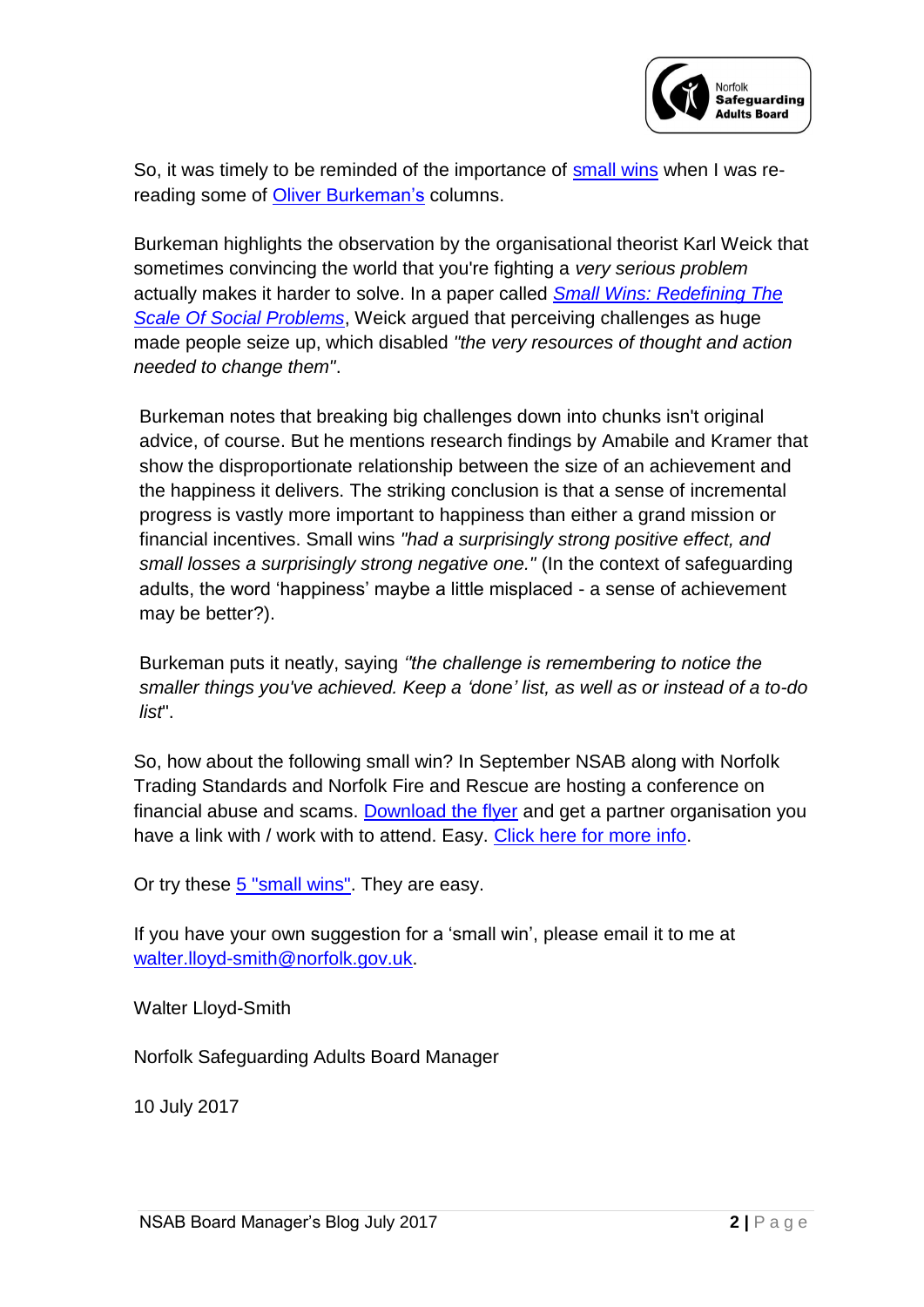So, it was timely to be reminded of the importance of small wins when I was re-reading some of Oliver Burkeman's columns.

Burkeman highlights the observation by the organisational theorist Karl Weick that sometimes convincing the world that you're fighting a *very serious problem* actually makes it harder to solve. In a paper called *Small Wins: Redefining The Scale Of Social Problems*, Weick argued that perceiving challenges as huge made people seize up, which disabled *"the very resources of thought and action needed to change them"*.

Burkeman notes that breaking big challenges down into chunks isn't original advice, of course. But he mentions research findings by Amabile and Kramer that show the disproportionate relationship between the size of an achievement and the happiness it delivers. The striking conclusion is that a sense of incremental progress is vastly more important to happiness than either a grand mission or financial incentives. Small wins *"had a surprisingly strong positive effect, and small losses a surprisingly strong negative one."* (In the context of safeguarding adults, the word 'happiness' maybe a little misplaced - a sense of achievement may be better?).

Burkeman puts it neatly, saying *"the challenge is remembering to notice the smaller things you've achieved. Keep a 'done' list, as well as or instead of a to-do list*".

So, how about the following small win? In September NSAB along with Norfolk Trading Standards and Norfolk Fire and Rescue are hosting a conference on financial abuse and scams. Download the flyer and get a partner organisation you have a link with / work with to attend. Easy. Click here for more info.

Or try these 5 "small wins". They are easy.

If you have your own suggestion for a 'small win', please email it to me at walter.lloyd-smith@norfolk.gov.uk.

Walter Lloyd-Smith

Norfolk Safeguarding Adults Board Manager

10 July 2017